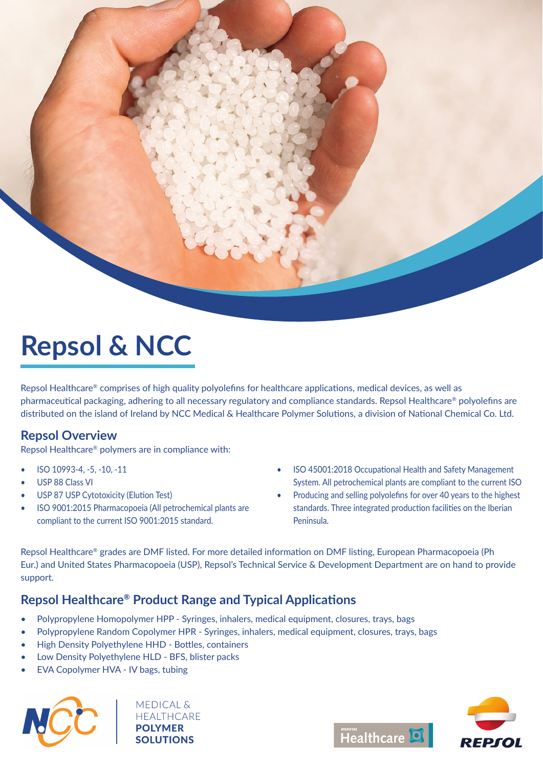# Repsol & NCC

Repsol Healthcare® comprises of high quality polyolefins for healthcare applications, medical devices, as well as pharmaceutical packaging, adhering to all necessary regulatory and compliance standards. Repsol Healthcare® polyolefins are distributed on the island of Ireland by NCC Medical & Healthcare Polymer Solutions, a division of National Chemical Co. Ltd.

## Repsol Overview

Repsol Healthcare® polymers are in compliance with:

- ISO 10993-4, -5, -10, -11
- USP 88 Class VI
- USP 87 USP Cytotoxicity (Elution Test)
- ISO 9001:2015 Pharmacopoeia (All petrochemical plants are compliant to the current ISO 9001:2015 standard.
- ISO 45001:2018 Occupational Health and Safety Management System. All petrochemical plants are compliant to the current ISO
- Producing and selling polyolefins for over 40 years to the highest standards. Three integrated production facilities on the Iberian Peninsula.

Repsol Healthcare® grades are DMF listed. For more detailed information on DMF listing, European Pharmacopoeia (Ph Eur.) and United States Pharmacopoeia (USP), Repsol's Technical Service & Development Department are on hand to provide support.

## Repsol Healthcare® Product Range and Typical Applications

- Polypropylene Homopolymer HPP - Syringes, inhalers, medical equipment, closures, trays, bags
- Polypropylene Random Copolymer HPR - Syringes, inhalers, medical equipment, closures, trays, bags
- High Density Polyethylene HHD - Bottles, containers
- Low Density Polyethylene HLD - BFS, blister packs
- EVA Copolymer HVA - IV bags, tubing

MEDICAL & HEALTHCARE **POLYMER SOLUTIONS**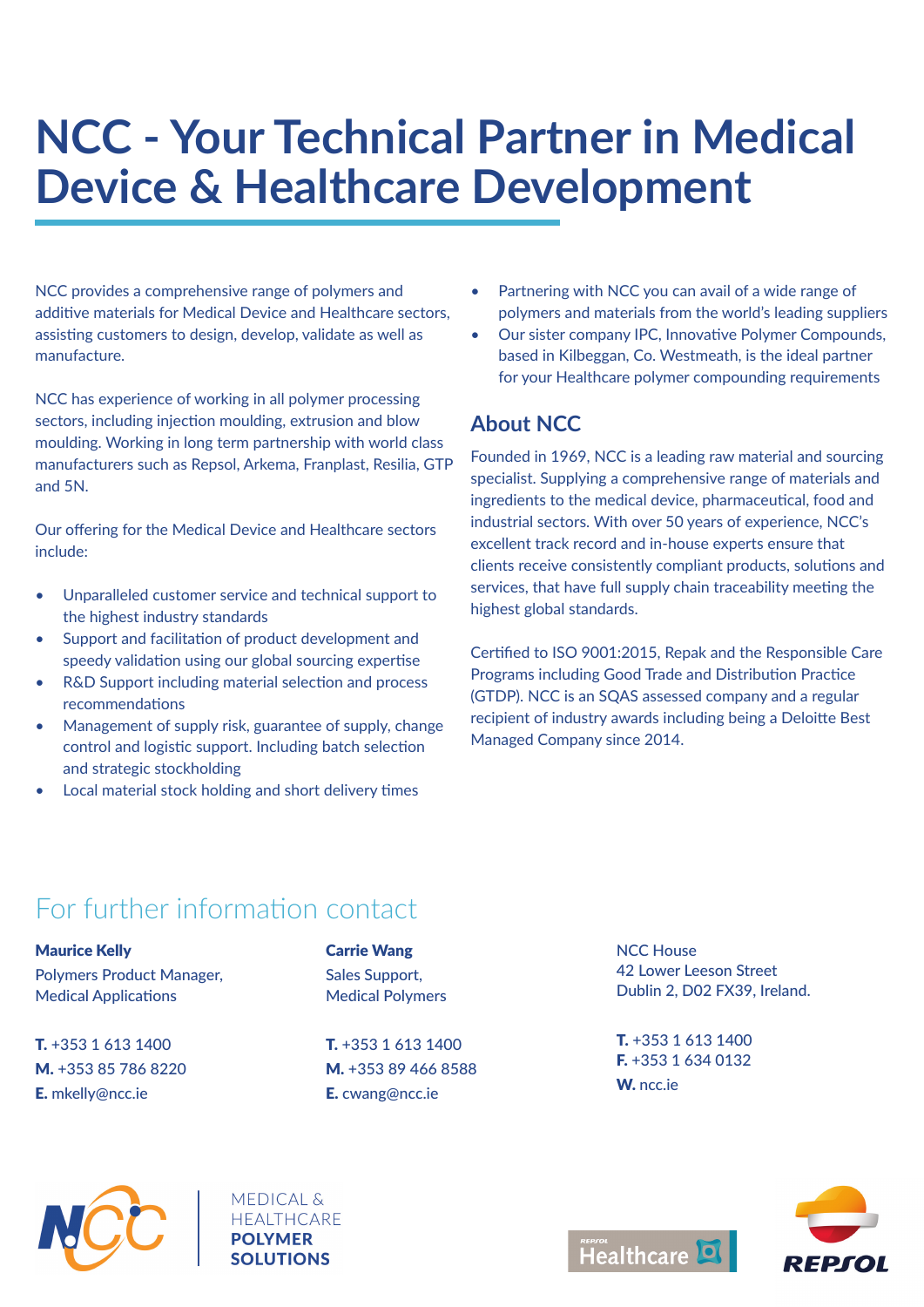# NCC - Your Technical Partner in Medical Device & Healthcare Development

NCC provides a comprehensive range of polymers and additive materials for Medical Device and Healthcare sectors, assisting customers to design, develop, validate as well as manufacture.

NCC has experience of working in all polymer processing sectors, including injection moulding, extrusion and blow moulding. Working in long term partnership with world class manufacturers such as Repsol, Arkema, Franplast, Resilia, GTP and 5N.

Our offering for the Medical Device and Healthcare sectors include:

- Unparalleled customer service and technical support to the highest industry standards
- Support and facilitation of product development and speedy validation using our global sourcing expertise
- R&D Support including material selection and process recommendations
- Management of supply risk, guarantee of supply, change control and logistic support. Including batch selection and strategic stockholding
- Local material stock holding and short delivery times
- Partnering with NCC you can avail of a wide range of polymers and materials from the world's leading suppliers
- Our sister company IPC, Innovative Polymer Compounds, based in Kilbeggan, Co. Westmeath, is the ideal partner for your Healthcare polymer compounding requirements

## About NCC

Founded in 1969, NCC is a leading raw material and sourcing specialist. Supplying a comprehensive range of materials and ingredients to the medical device, pharmaceutical, food and industrial sectors. With over 50 years of experience, NCC's excellent track record and in-house experts ensure that clients receive consistently compliant products, solutions and services, that have full supply chain traceability meeting the highest global standards.

Certified to ISO 9001:2015, Repak and the Responsible Care Programs including Good Trade and Distribution Practice (GTDP). NCC is an SQAS assessed company and a regular recipient of industry awards including being a Deloitte Best Managed Company since 2014.

## For further information contact

**Maurice Kelly**
Polymers Product Manager,
Medical Applications

**T.** +353 1 613 1400
**M.** +353 85 786 8220
**E.** mkelly@ncc.ie

**Carrie Wang**
Sales Support,
Medical Polymers

**T.** +353 1 613 1400
**M.** +353 89 466 8588
**E.** cwang@ncc.ie

NCC House
42 Lower Leeson Street
Dublin 2, D02 FX39, Ireland.

**T.** +353 1 613 1400
**F.** +353 1 634 0132
**W.** ncc.ie

MEDICAL & HEALTHCARE **POLYMER SOLUTIONS**

Healthcare

REPSOL